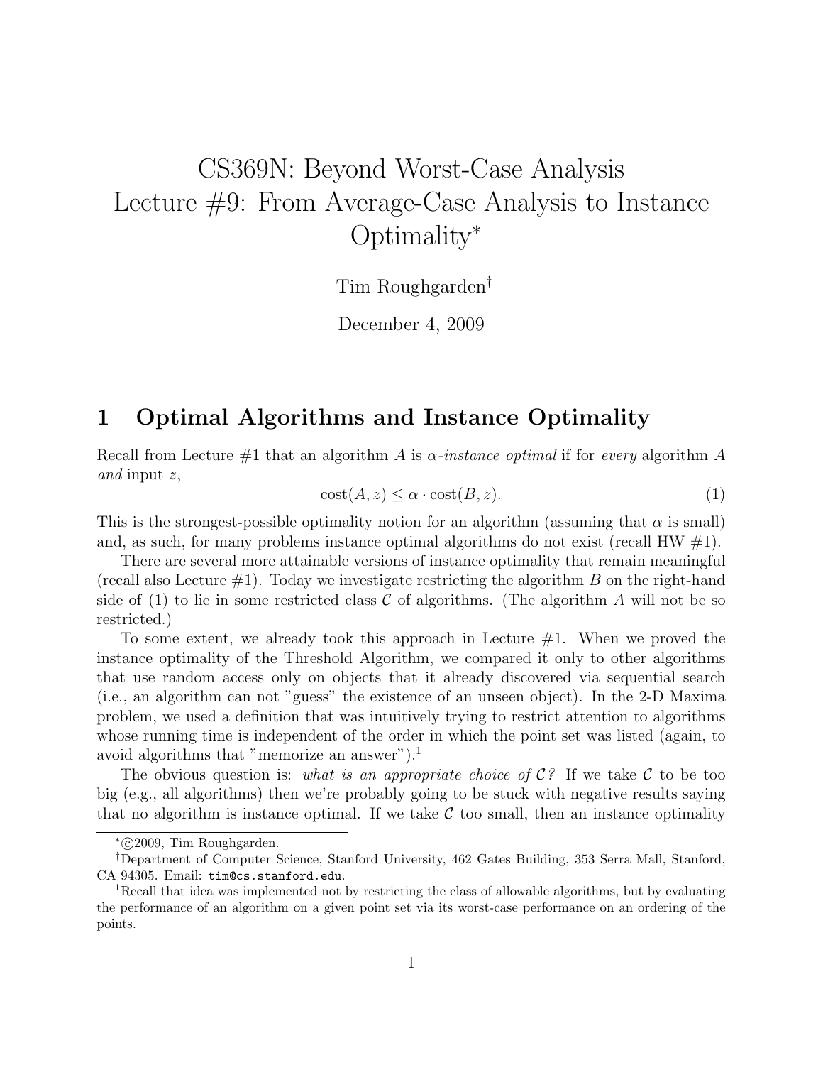# CS369N: Beyond Worst-Case Analysis
# Lecture #9: From Average-Case Analysis to Instance Optimality*

Tim Roughgarden†

December 4, 2009

## 1 Optimal Algorithms and Instance Optimality

Recall from Lecture #1 that an algorithm $A$ is *$\alpha$-instance optimal* if for *every* algorithm $A$ *and* input $z$,

$$\text{cost}(A, z) \leq \alpha \cdot \text{cost}(B, z). \tag{1}$$

This is the strongest-possible optimality notion for an algorithm (assuming that $\alpha$ is small) and, as such, for many problems instance optimal algorithms do not exist (recall HW #1).

There are several more attainable versions of instance optimality that remain meaningful (recall also Lecture #1). Today we investigate restricting the algorithm $B$ on the right-hand side of (1) to lie in some restricted class $\mathcal{C}$ of algorithms. (The algorithm $A$ will not be so restricted.)

To some extent, we already took this approach in Lecture #1. When we proved the instance optimality of the Threshold Algorithm, we compared it only to other algorithms that use random access only on objects that it already discovered via sequential search (i.e., an algorithm can not "guess" the existence of an unseen object). In the 2-D Maxima problem, we used a definition that was intuitively trying to restrict attention to algorithms whose running time is independent of the order in which the point set was listed (again, to avoid algorithms that "memorize an answer").[1]

The obvious question is: *what is an appropriate choice of $\mathcal{C}$?* If we take $\mathcal{C}$ to be too big (e.g., all algorithms) then we're probably going to be stuck with negative results saying that no algorithm is instance optimal. If we take $\mathcal{C}$ too small, then an instance optimality

---

*©2009, Tim Roughgarden.

†Department of Computer Science, Stanford University, 462 Gates Building, 353 Serra Mall, Stanford, CA 94305. Email: `tim@cs.stanford.edu`.

[1]Recall that idea was implemented not by restricting the class of allowable algorithms, but by evaluating the performance of an algorithm on a given point set via its worst-case performance on an ordering of the points.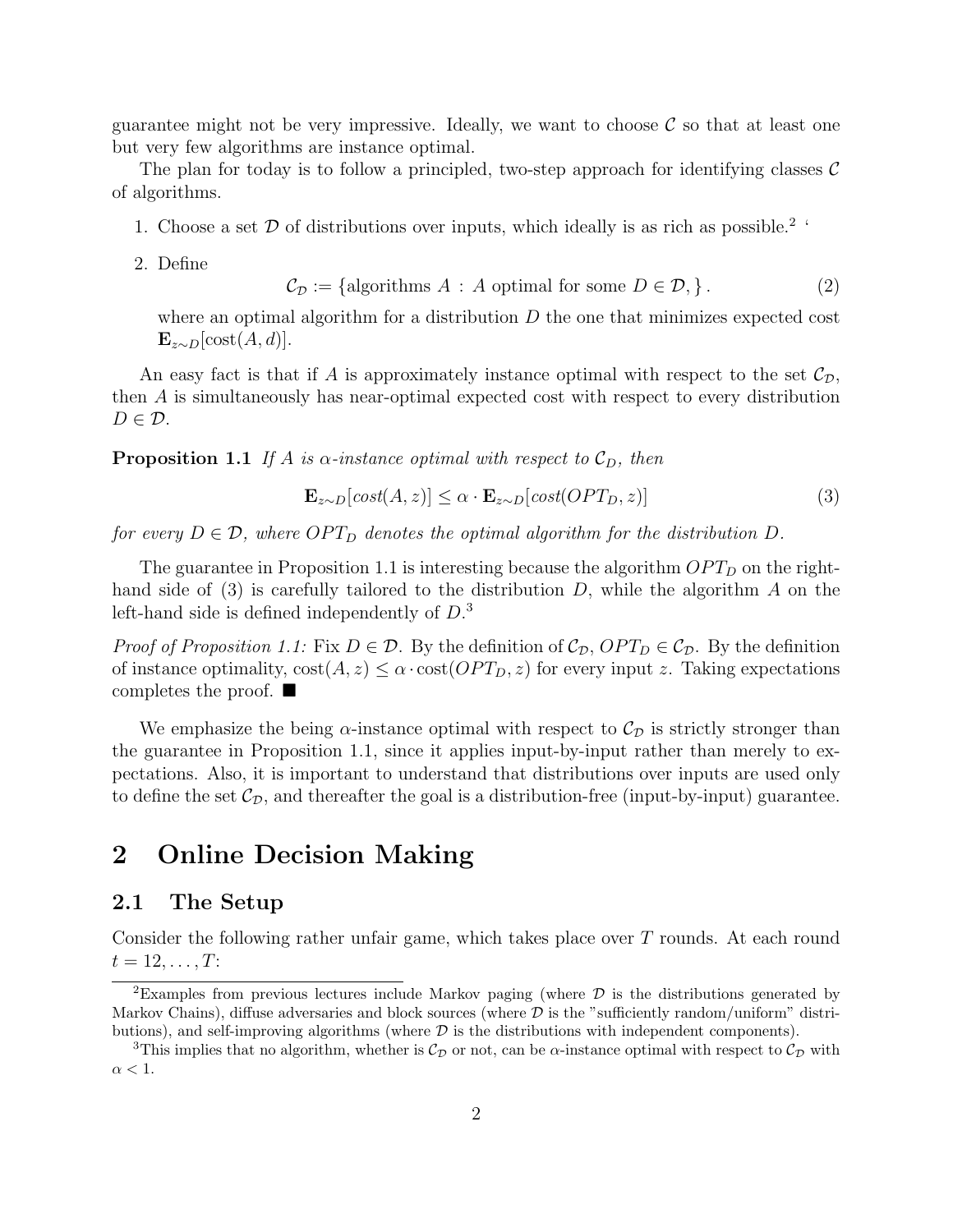guarantee might not be very impressive. Ideally, we want to choose $\mathcal{C}$ so that at least one but very few algorithms are instance optimal.

The plan for today is to follow a principled, two-step approach for identifying classes $\mathcal{C}$ of algorithms.

1. Choose a set $\mathcal{D}$ of distributions over inputs, which ideally is as rich as possible.[2] ‘

2. Define

$$\mathcal{C}_{\mathcal{D}} := \{\text{algorithms } A \,:\, A \text{ optimal for some } D \in \mathcal{D}, \}. \tag{2}$$

   where an optimal algorithm for a distribution $D$ the one that minimizes expected cost $\mathbf{E}_{z\sim D}[\text{cost}(A, d)]$.

An easy fact is that if $A$ is approximately instance optimal with respect to the set $\mathcal{C}_{\mathcal{D}}$, then $A$ is simultaneously has near-optimal expected cost with respect to every distribution $D \in \mathcal{D}$.

**Proposition 1.1** *If $A$ is $\alpha$-instance optimal with respect to $\mathcal{C}_D$, then*

$$\mathbf{E}_{z\sim D}[cost(A, z)] \leq \alpha \cdot \mathbf{E}_{z\sim D}[cost(OPT_D, z)] \tag{3}$$

*for every $D \in \mathcal{D}$, where $OPT_D$ denotes the optimal algorithm for the distribution $D$.*

The guarantee in Proposition 1.1 is interesting because the algorithm $OPT_D$ on the right-hand side of (3) is carefully tailored to the distribution $D$, while the algorithm $A$ on the left-hand side is defined independently of $D$.[3]

*Proof of Proposition 1.1:* Fix $D \in \mathcal{D}$. By the definition of $\mathcal{C}_{\mathcal{D}}$, $OPT_D \in \mathcal{C}_{\mathcal{D}}$. By the definition of instance optimality, $\text{cost}(A, z) \leq \alpha \cdot \text{cost}(OPT_D, z)$ for every input $z$. Taking expectations completes the proof. ■

We emphasize the being $\alpha$-instance optimal with respect to $\mathcal{C}_{\mathcal{D}}$ is strictly stronger than the guarantee in Proposition 1.1, since it applies input-by-input rather than merely to expectations. Also, it is important to understand that distributions over inputs are used only to define the set $\mathcal{C}_{\mathcal{D}}$, and thereafter the goal is a distribution-free (input-by-input) guarantee.

# 2 Online Decision Making

## 2.1 The Setup

Consider the following rather unfair game, which takes place over $T$ rounds. At each round $t = 12, \ldots, T$:

[2] Examples from previous lectures include Markov paging (where $\mathcal{D}$ is the distributions generated by Markov Chains), diffuse adversaries and block sources (where $\mathcal{D}$ is the "sufficiently random/uniform" distributions), and self-improving algorithms (where $\mathcal{D}$ is the distributions with independent components).

[3] This implies that no algorithm, whether is $\mathcal{C}_{\mathcal{D}}$ or not, can be $\alpha$-instance optimal with respect to $\mathcal{C}_{\mathcal{D}}$ with $\alpha < 1$.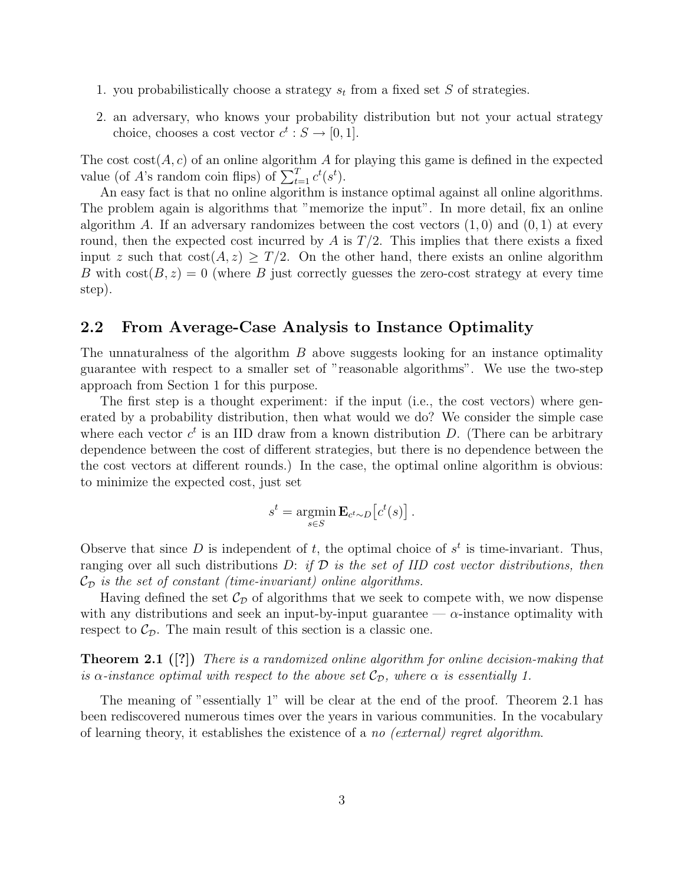1. you probabilistically choose a strategy $s_t$ from a fixed set $S$ of strategies.
2. an adversary, who knows your probability distribution but not your actual strategy choice, chooses a cost vector $c^t : S \to [0, 1]$.

The cost $\text{cost}(A, c)$ of an online algorithm $A$ for playing this game is defined in the expected value (of $A$'s random coin flips) of $\sum_{t=1}^{T} c^t(s^t)$.

An easy fact is that no online algorithm is instance optimal against all online algorithms. The problem again is algorithms that "memorize the input". In more detail, fix an online algorithm $A$. If an adversary randomizes between the cost vectors $(1, 0)$ and $(0, 1)$ at every round, then the expected cost incurred by $A$ is $T/2$. This implies that there exists a fixed input $z$ such that $\text{cost}(A, z) \geq T/2$. On the other hand, there exists an online algorithm $B$ with $\text{cost}(B, z) = 0$ (where $B$ just correctly guesses the zero-cost strategy at every time step).

## 2.2 From Average-Case Analysis to Instance Optimality

The unnaturalness of the algorithm $B$ above suggests looking for an instance optimality guarantee with respect to a smaller set of "reasonable algorithms". We use the two-step approach from Section 1 for this purpose.

The first step is a thought experiment: if the input (i.e., the cost vectors) where generated by a probability distribution, then what would we do? We consider the simple case where each vector $c^t$ is an IID draw from a known distribution $D$. (There can be arbitrary dependence between the cost of different strategies, but there is no dependence between the the cost vectors at different rounds.) In the case, the optimal online algorithm is obvious: to minimize the expected cost, just set

$$s^t = \operatorname*{argmin}_{s \in S} \mathbf{E}_{c^t \sim D}\left[c^t(s)\right].$$

Observe that since $D$ is independent of $t$, the optimal choice of $s^t$ is time-invariant. Thus, ranging over all such distributions $D$: *if $\mathcal{D}$ is the set of IID cost vector distributions, then $\mathcal{C}_{\mathcal{D}}$ is the set of constant (time-invariant) online algorithms.*

Having defined the set $\mathcal{C}_{\mathcal{D}}$ of algorithms that we seek to compete with, we now dispense with any distributions and seek an input-by-input guarantee — $\alpha$-instance optimality with respect to $\mathcal{C}_{\mathcal{D}}$. The main result of this section is a classic one.

**Theorem 2.1 ([?])** *There is a randomized online algorithm for online decision-making that is $\alpha$-instance optimal with respect to the above set $\mathcal{C}_{\mathcal{D}}$, where $\alpha$ is essentially 1.*

The meaning of "essentially 1" will be clear at the end of the proof. Theorem 2.1 has been rediscovered numerous times over the years in various communities. In the vocabulary of learning theory, it establishes the existence of a *no (external) regret algorithm*.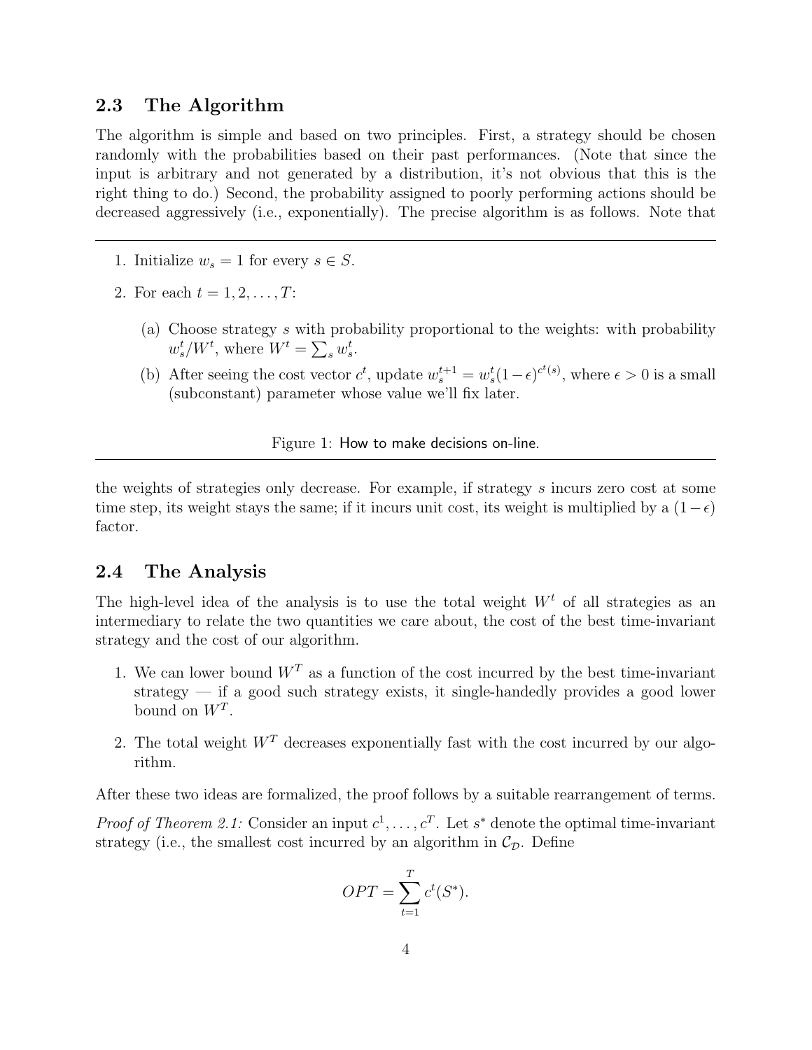### 2.3 The Algorithm

The algorithm is simple and based on two principles. First, a strategy should be chosen randomly with the probabilities based on their past performances. (Note that since the input is arbitrary and not generated by a distribution, it's not obvious that this is the right thing to do.) Second, the probability assigned to poorly performing actions should be decreased aggressively (i.e., exponentially). The precise algorithm is as follows. Note that

---

1. Initialize $w_s = 1$ for every $s \in S$.
2. For each $t = 1, 2, \ldots, T$:
   (a) Choose strategy $s$ with probability proportional to the weights: with probability $w_s^t / W^t$, where $W^t = \sum_s w_s^t$.
   (b) After seeing the cost vector $c^t$, update $w_s^{t+1} = w_s^t (1 - \epsilon)^{c^t(s)}$, where $\epsilon > 0$ is a small (subconstant) parameter whose value we'll fix later.

Figure 1: How to make decisions on-line.

---

the weights of strategies only decrease. For example, if strategy $s$ incurs zero cost at some time step, its weight stays the same; if it incurs unit cost, its weight is multiplied by a $(1 - \epsilon)$ factor.

### 2.4 The Analysis

The high-level idea of the analysis is to use the total weight $W^t$ of all strategies as an intermediary to relate the two quantities we care about, the cost of the best time-invariant strategy and the cost of our algorithm.

1. We can lower bound $W^T$ as a function of the cost incurred by the best time-invariant strategy — if a good such strategy exists, it single-handedly provides a good lower bound on $W^T$.
2. The total weight $W^T$ decreases exponentially fast with the cost incurred by our algorithm.

After these two ideas are formalized, the proof follows by a suitable rearrangement of terms.

*Proof of Theorem 2.1:* Consider an input $c^1, \ldots, c^T$. Let $s^*$ denote the optimal time-invariant strategy (i.e., the smallest cost incurred by an algorithm in $\mathcal{C}_{\mathcal{D}}$. Define

$$OPT = \sum_{t=1}^{T} c^t(S^*).$$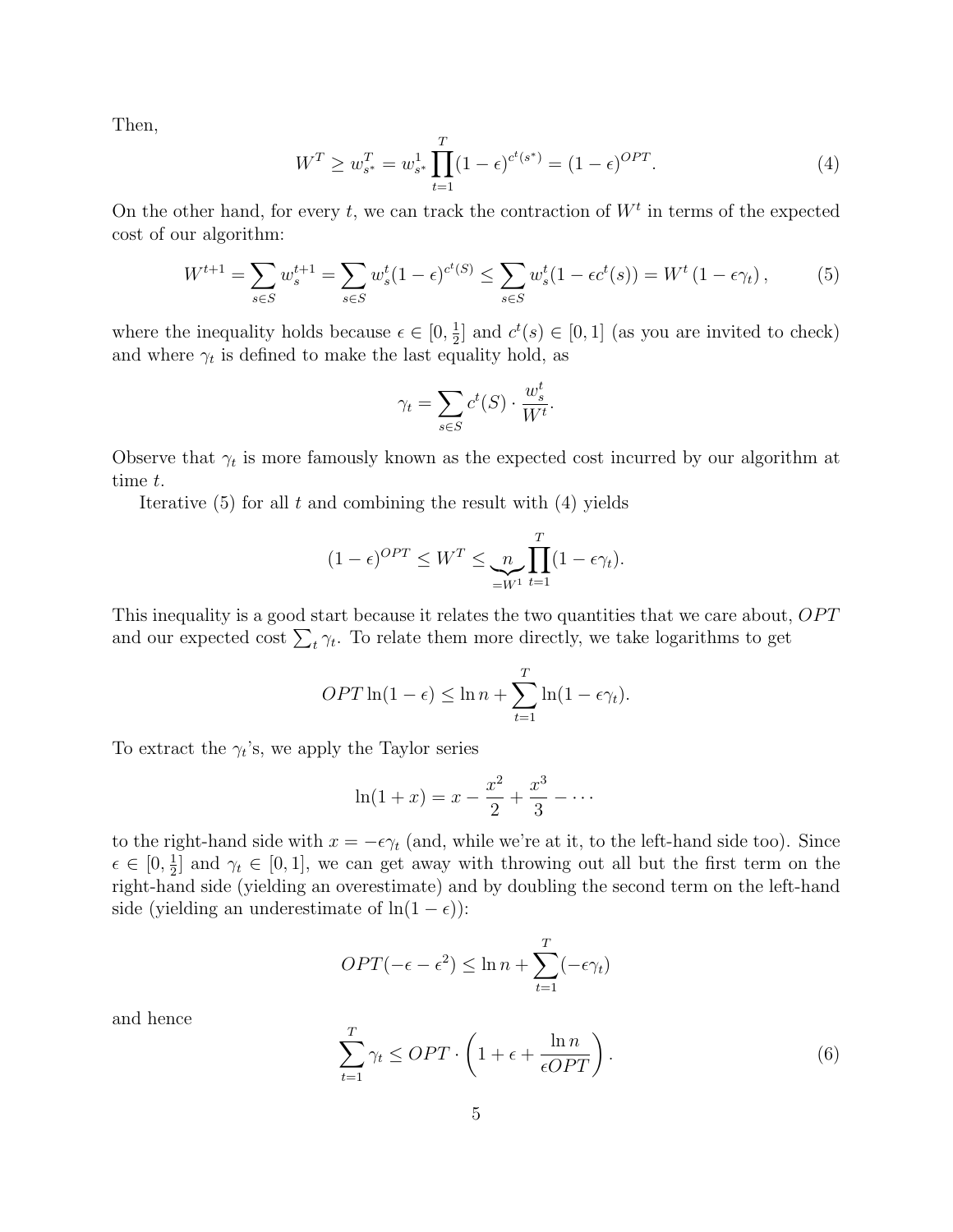Then,

$$W^T \geq w_{s^*}^T = w_{s^*}^1 \prod_{t=1}^{T} (1-\epsilon)^{c^t(s^*)} = (1-\epsilon)^{OPT}. \tag{4}$$

On the other hand, for every $t$, we can track the contraction of $W^t$ in terms of the expected cost of our algorithm:

$$W^{t+1} = \sum_{s \in S} w_s^{t+1} = \sum_{s \in S} w_s^t (1-\epsilon)^{c^t(S)} \leq \sum_{s \in S} w_s^t (1 - \epsilon c^t(s)) = W^t \left(1 - \epsilon \gamma_t\right), \tag{5}$$

where the inequality holds because $\epsilon \in [0, \frac{1}{2}]$ and $c^t(s) \in [0,1]$ (as you are invited to check) and where $\gamma_t$ is defined to make the last equality hold, as

$$\gamma_t = \sum_{s \in S} c^t(S) \cdot \frac{w_s^t}{W^t}.$$

Observe that $\gamma_t$ is more famously known as the expected cost incurred by our algorithm at time $t$.

Iterative (5) for all $t$ and combining the result with (4) yields

$$(1-\epsilon)^{OPT} \leq W^T \leq \underbrace{n}_{=W^1} \prod_{t=1}^{T} (1 - \epsilon \gamma_t).$$

This inequality is a good start because it relates the two quantities that we care about, $OPT$ and our expected cost $\sum_t \gamma_t$. To relate them more directly, we take logarithms to get

$$OPT \ln(1-\epsilon) \leq \ln n + \sum_{t=1}^{T} \ln(1 - \epsilon \gamma_t).$$

To extract the $\gamma_t$'s, we apply the Taylor series

$$\ln(1+x) = x - \frac{x^2}{2} + \frac{x^3}{3} - \cdots$$

to the right-hand side with $x = -\epsilon \gamma_t$ (and, while we're at it, to the left-hand side too). Since $\epsilon \in [0, \frac{1}{2}]$ and $\gamma_t \in [0,1]$, we can get away with throwing out all but the first term on the right-hand side (yielding an overestimate) and by doubling the second term on the left-hand side (yielding an underestimate of $\ln(1-\epsilon)$):

$$OPT(-\epsilon - \epsilon^2) \leq \ln n + \sum_{t=1}^{T} (-\epsilon \gamma_t)$$

and hence

$$\sum_{t=1}^{T} \gamma_t \leq OPT \cdot \left(1 + \epsilon + \frac{\ln n}{\epsilon OPT}\right). \tag{6}$$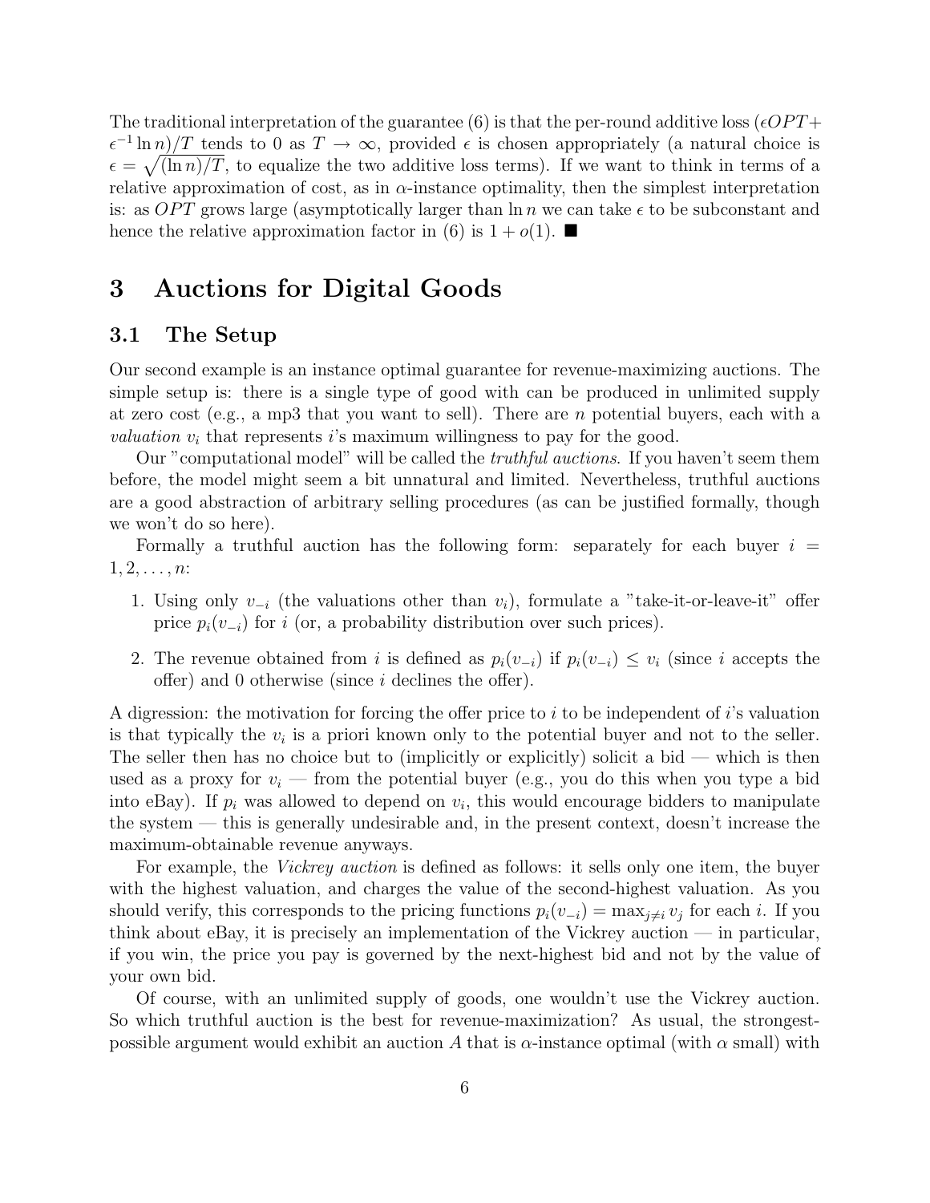The traditional interpretation of the guarantee (6) is that the per-round additive loss $(\epsilon OPT + \epsilon^{-1} \ln n)/T$ tends to 0 as $T \to \infty$, provided $\epsilon$ is chosen appropriately (a natural choice is $\epsilon = \sqrt{(\ln n)/T}$, to equalize the two additive loss terms). If we want to think in terms of a relative approximation of cost, as in $\alpha$-instance optimality, then the simplest interpretation is: as $OPT$ grows large (asymptotically larger than $\ln n$ we can take $\epsilon$ to be subconstant and hence the relative approximation factor in (6) is $1 + o(1)$. ■

# 3 Auctions for Digital Goods

## 3.1 The Setup

Our second example is an instance optimal guarantee for revenue-maximizing auctions. The simple setup is: there is a single type of good with can be produced in unlimited supply at zero cost (e.g., a mp3 that you want to sell). There are $n$ potential buyers, each with a *valuation* $v_i$ that represents $i$'s maximum willingness to pay for the good.

Our "computational model" will be called the *truthful auctions*. If you haven't seem them before, the model might seem a bit unnatural and limited. Nevertheless, truthful auctions are a good abstraction of arbitrary selling procedures (as can be justified formally, though we won't do so here).

Formally a truthful auction has the following form: separately for each buyer $i = 1, 2, \ldots, n$:

1. Using only $v_{-i}$ (the valuations other than $v_i$), formulate a "take-it-or-leave-it" offer price $p_i(v_{-i})$ for $i$ (or, a probability distribution over such prices).
2. The revenue obtained from $i$ is defined as $p_i(v_{-i})$ if $p_i(v_{-i}) \leq v_i$ (since $i$ accepts the offer) and 0 otherwise (since $i$ declines the offer).

A digression: the motivation for forcing the offer price to $i$ to be independent of $i$'s valuation is that typically the $v_i$ is a priori known only to the potential buyer and not to the seller. The seller then has no choice but to (implicitly or explicitly) solicit a bid — which is then used as a proxy for $v_i$ — from the potential buyer (e.g., you do this when you type a bid into eBay). If $p_i$ was allowed to depend on $v_i$, this would encourage bidders to manipulate the system — this is generally undesirable and, in the present context, doesn't increase the maximum-obtainable revenue anyways.

For example, the *Vickrey auction* is defined as follows: it sells only one item, the buyer with the highest valuation, and charges the value of the second-highest valuation. As you should verify, this corresponds to the pricing functions $p_i(v_{-i}) = \max_{j \neq i} v_j$ for each $i$. If you think about eBay, it is precisely an implementation of the Vickrey auction — in particular, if you win, the price you pay is governed by the next-highest bid and not by the value of your own bid.

Of course, with an unlimited supply of goods, one wouldn't use the Vickrey auction. So which truthful auction is the best for revenue-maximization? As usual, the strongest-possible argument would exhibit an auction $A$ that is $\alpha$-instance optimal (with $\alpha$ small) with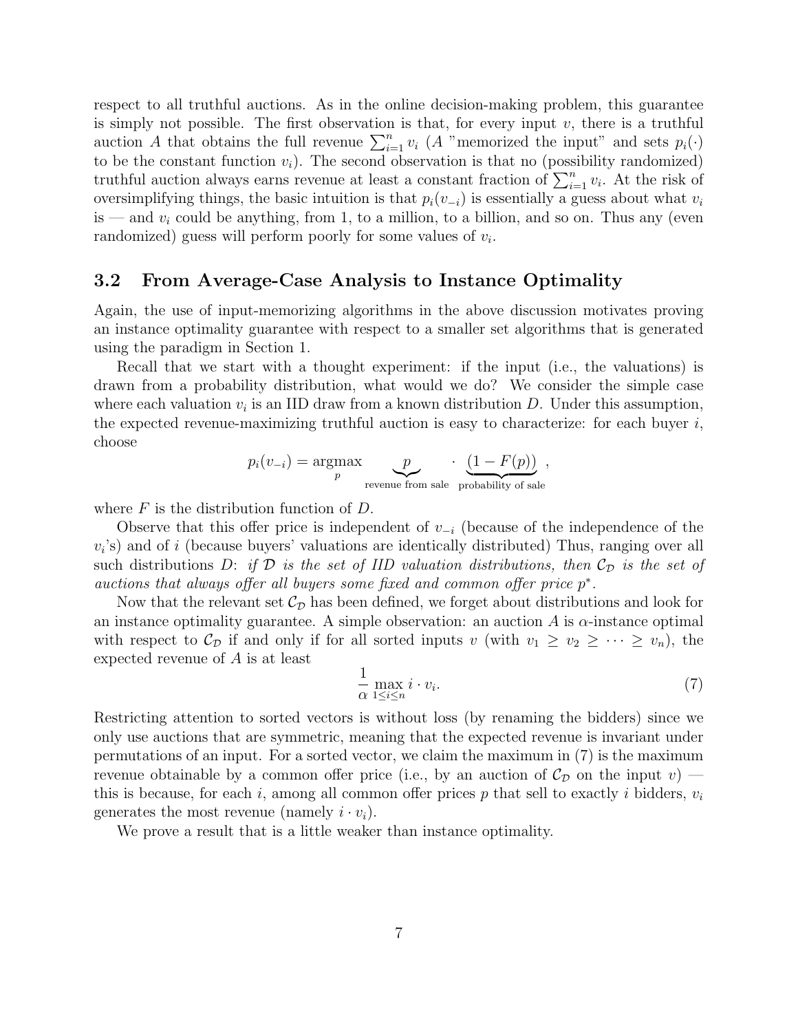respect to all truthful auctions. As in the online decision-making problem, this guarantee is simply not possible. The first observation is that, for every input $v$, there is a truthful auction $A$ that obtains the full revenue $\sum_{i=1}^{n} v_i$ ($A$ "memorized the input" and sets $p_i(\cdot)$ to be the constant function $v_i$). The second observation is that no (possibility randomized) truthful auction always earns revenue at least a constant fraction of $\sum_{i=1}^{n} v_i$. At the risk of oversimplifying things, the basic intuition is that $p_i(v_{-i})$ is essentially a guess about what $v_i$ is — and $v_i$ could be anything, from 1, to a million, to a billion, and so on. Thus any (even randomized) guess will perform poorly for some values of $v_i$.

## 3.2 From Average-Case Analysis to Instance Optimality

Again, the use of input-memorizing algorithms in the above discussion motivates proving an instance optimality guarantee with respect to a smaller set algorithms that is generated using the paradigm in Section 1.

Recall that we start with a thought experiment: if the input (i.e., the valuations) is drawn from a probability distribution, what would we do? We consider the simple case where each valuation $v_i$ is an IID draw from a known distribution $D$. Under this assumption, the expected revenue-maximizing truthful auction is easy to characterize: for each buyer $i$, choose

$$p_i(v_{-i}) = \operatorname*{argmax}_p \underbrace{p}_{\text{revenue from sale}} \cdot \underbrace{(1 - F(p))}_{\text{probability of sale}},$$

where $F$ is the distribution function of $D$.

Observe that this offer price is independent of $v_{-i}$ (because of the independence of the $v_i$'s) and of $i$ (because buyers' valuations are identically distributed) Thus, ranging over all such distributions $D$: *if $\mathcal{D}$ is the set of IID valuation distributions, then $\mathcal{C}_{\mathcal{D}}$ is the set of auctions that always offer all buyers some fixed and common offer price $p^*$.*

Now that the relevant set $\mathcal{C}_{\mathcal{D}}$ has been defined, we forget about distributions and look for an instance optimality guarantee. A simple observation: an auction $A$ is $\alpha$-instance optimal with respect to $\mathcal{C}_{\mathcal{D}}$ if and only if for all sorted inputs $v$ (with $v_1 \geq v_2 \geq \cdots \geq v_n$), the expected revenue of $A$ is at least

$$\frac{1}{\alpha} \max_{1 \leq i \leq n} i \cdot v_i. \tag{7}$$

Restricting attention to sorted vectors is without loss (by renaming the bidders) since we only use auctions that are symmetric, meaning that the expected revenue is invariant under permutations of an input. For a sorted vector, we claim the maximum in (7) is the maximum revenue obtainable by a common offer price (i.e., by an auction of $\mathcal{C}_{\mathcal{D}}$ on the input $v$) — this is because, for each $i$, among all common offer prices $p$ that sell to exactly $i$ bidders, $v_i$ generates the most revenue (namely $i \cdot v_i$).

We prove a result that is a little weaker than instance optimality.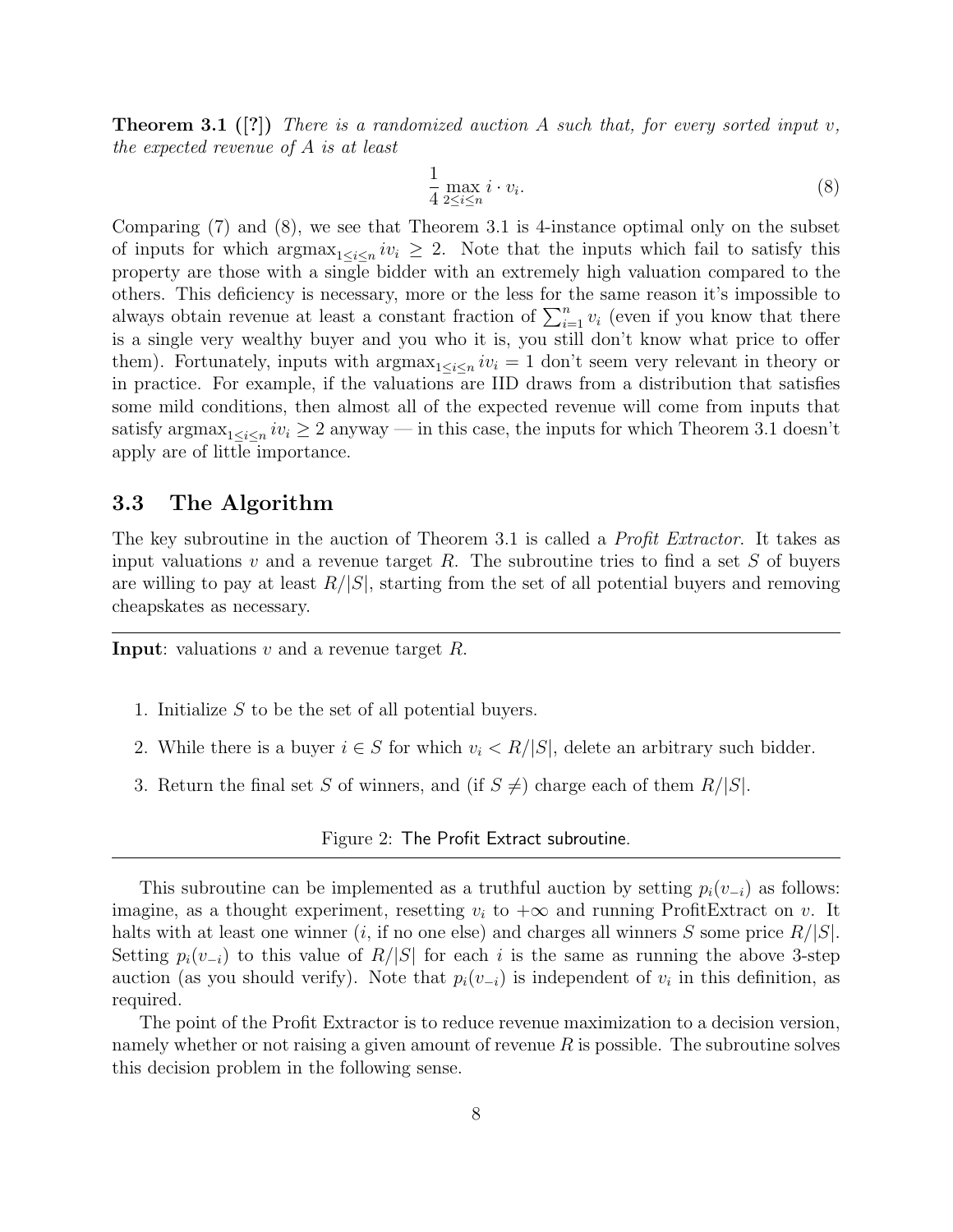**Theorem 3.1 ([?])** *There is a randomized auction $A$ such that, for every sorted input $v$, the expected revenue of $A$ is at least*

$$\frac{1}{4} \max_{2 \leq i \leq n} i \cdot v_i. \tag{8}$$

Comparing (7) and (8), we see that Theorem 3.1 is 4-instance optimal only on the subset of inputs for which $\text{argmax}_{1 \leq i \leq n} iv_i \geq 2$. Note that the inputs which fail to satisfy this property are those with a single bidder with an extremely high valuation compared to the others. This deficiency is necessary, more or the less for the same reason it's impossible to always obtain revenue at least a constant fraction of $\sum_{i=1}^{n} v_i$ (even if you know that there is a single very wealthy buyer and you who it is, you still don't know what price to offer them). Fortunately, inputs with $\text{argmax}_{1 \leq i \leq n} iv_i = 1$ don't seem very relevant in theory or in practice. For example, if the valuations are IID draws from a distribution that satisfies some mild conditions, then almost all of the expected revenue will come from inputs that satisfy $\text{argmax}_{1 \leq i \leq n} iv_i \geq 2$ anyway — in this case, the inputs for which Theorem 3.1 doesn't apply are of little importance.

## 3.3 The Algorithm

The key subroutine in the auction of Theorem 3.1 is called a *Profit Extractor*. It takes as input valuations $v$ and a revenue target $R$. The subroutine tries to find a set $S$ of buyers are willing to pay at least $R/|S|$, starting from the set of all potential buyers and removing cheapskates as necessary.

---

**Input**: valuations $v$ and a revenue target $R$.

1. Initialize $S$ to be the set of all potential buyers.
2. While there is a buyer $i \in S$ for which $v_i < R/|S|$, delete an arbitrary such bidder.
3. Return the final set $S$ of winners, and (if $S \neq$) charge each of them $R/|S|$.

Figure 2: The Profit Extract subroutine.

---

This subroutine can be implemented as a truthful auction by setting $p_i(v_{-i})$ as follows: imagine, as a thought experiment, resetting $v_i$ to $+\infty$ and running ProfitExtract on $v$. It halts with at least one winner ($i$, if no one else) and charges all winners $S$ some price $R/|S|$. Setting $p_i(v_{-i})$ to this value of $R/|S|$ for each $i$ is the same as running the above 3-step auction (as you should verify). Note that $p_i(v_{-i})$ is independent of $v_i$ in this definition, as required.

The point of the Profit Extractor is to reduce revenue maximization to a decision version, namely whether or not raising a given amount of revenue $R$ is possible. The subroutine solves this decision problem in the following sense.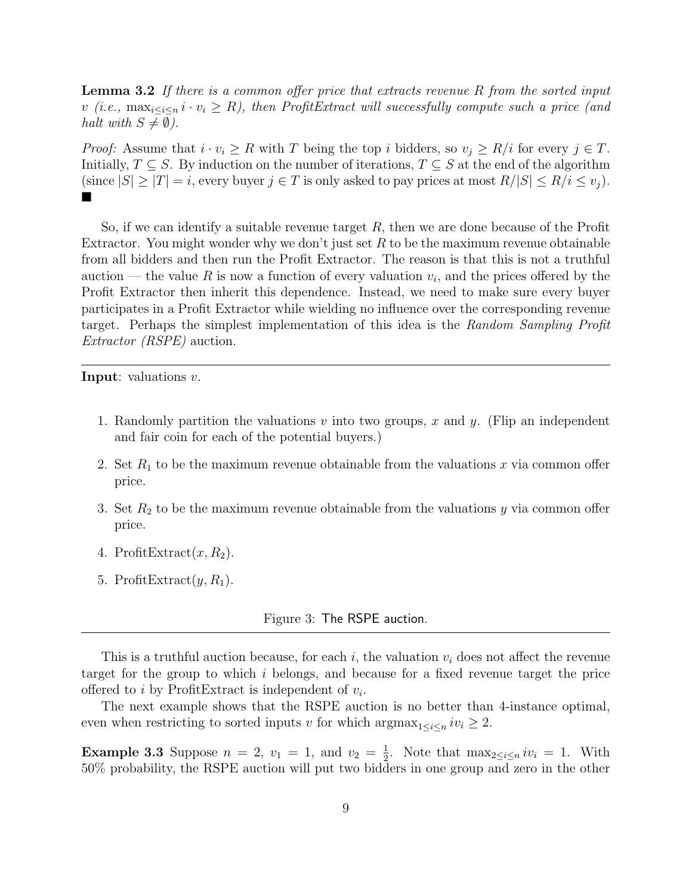**Lemma 3.2** *If there is a common offer price that extracts revenue $R$ from the sorted input $v$ (i.e., $\max_{i \le i \le n} i \cdot v_i \ge R$), then ProfitExtract will successfully compute such a price (and halt with $S \neq \emptyset$).*

*Proof:* Assume that $i \cdot v_i \ge R$ with $T$ being the top $i$ bidders, so $v_j \ge R/i$ for every $j \in T$. Initially, $T \subseteq S$. By induction on the number of iterations, $T \subseteq S$ at the end of the algorithm (since $|S| \ge |T| = i$, every buyer $j \in T$ is only asked to pay prices at most $R/|S| \le R/i \le v_j$). ■

So, if we can identify a suitable revenue target $R$, then we are done because of the Profit Extractor. You might wonder why we don't just set $R$ to be the maximum revenue obtainable from all bidders and then run the Profit Extractor. The reason is that this is not a truthful auction — the value $R$ is now a function of every valuation $v_i$, and the prices offered by the Profit Extractor then inherit this dependence. Instead, we need to make sure every buyer participates in a Profit Extractor while wielding no influence over the corresponding revenue target. Perhaps the simplest implementation of this idea is the *Random Sampling Profit Extractor (RSPE)* auction.

---

**Input**: valuations $v$.

1. Randomly partition the valuations $v$ into two groups, $x$ and $y$. (Flip an independent and fair coin for each of the potential buyers.)
2. Set $R_1$ to be the maximum revenue obtainable from the valuations $x$ via common offer price.
3. Set $R_2$ to be the maximum revenue obtainable from the valuations $y$ via common offer price.
4. ProfitExtract($x, R_2$).
5. ProfitExtract($y, R_1$).

Figure 3: The RSPE auction.

---

This is a truthful auction because, for each $i$, the valuation $v_i$ does not affect the revenue target for the group to which $i$ belongs, and because for a fixed revenue target the price offered to $i$ by ProfitExtract is independent of $v_i$.

The next example shows that the RSPE auction is no better than 4-instance optimal, even when restricting to sorted inputs $v$ for which $\text{argmax}_{1 \le i \le n} iv_i \ge 2$.

**Example 3.3** Suppose $n = 2$, $v_1 = 1$, and $v_2 = \frac{1}{2}$. Note that $\max_{2 \le i \le n} iv_i = 1$. With 50% probability, the RSPE auction will put two bidders in one group and zero in the other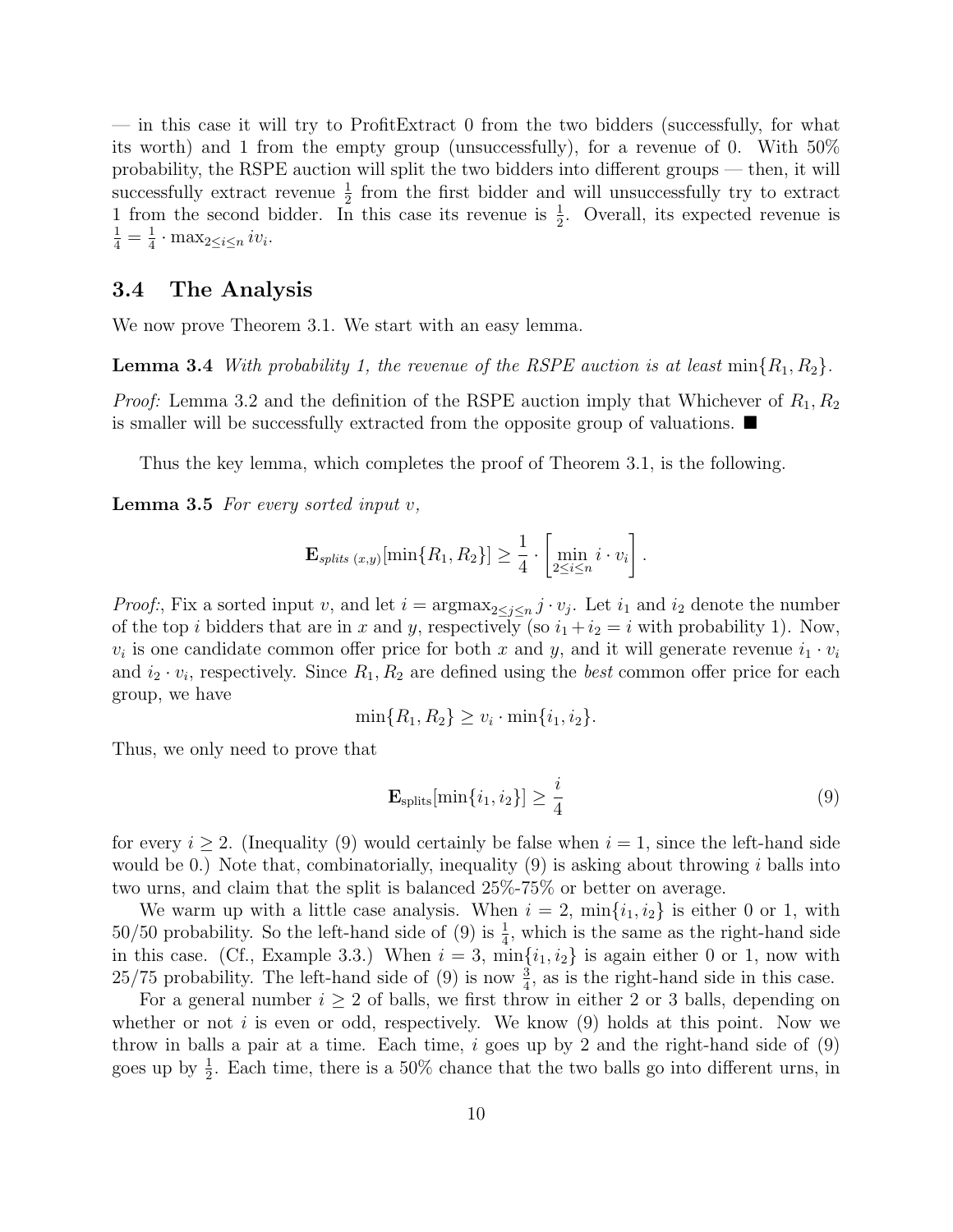— in this case it will try to ProfitExtract 0 from the two bidders (successfully, for what its worth) and 1 from the empty group (unsuccessfully), for a revenue of 0. With 50% probability, the RSPE auction will split the two bidders into different groups — then, it will successfully extract revenue $\frac{1}{2}$ from the first bidder and will unsuccessfully try to extract 1 from the second bidder. In this case its revenue is $\frac{1}{2}$. Overall, its expected revenue is $\frac{1}{4} = \frac{1}{4} \cdot \max_{2 \leq i \leq n} i v_i$.

## 3.4 The Analysis

We now prove Theorem 3.1. We start with an easy lemma.

**Lemma 3.4** *With probability 1, the revenue of the RSPE auction is at least* $\min\{R_1, R_2\}$.

*Proof:* Lemma 3.2 and the definition of the RSPE auction imply that Whichever of $R_1, R_2$ is smaller will be successfully extracted from the opposite group of valuations. ■

Thus the key lemma, which completes the proof of Theorem 3.1, is the following.

**Lemma 3.5** *For every sorted input* $v$,

$$\mathbf{E}_{splits\ (x,y)}[\min\{R_1, R_2\}] \geq \frac{1}{4} \cdot \left[\min_{2 \leq i \leq n} i \cdot v_i\right].$$

*Proof:*, Fix a sorted input $v$, and let $i = \mathrm{argmax}_{2 \leq j \leq n}\, j \cdot v_j$. Let $i_1$ and $i_2$ denote the number of the top $i$ bidders that are in $x$ and $y$, respectively (so $i_1 + i_2 = i$ with probability 1). Now, $v_i$ is one candidate common offer price for both $x$ and $y$, and it will generate revenue $i_1 \cdot v_i$ and $i_2 \cdot v_i$, respectively. Since $R_1, R_2$ are defined using the *best* common offer price for each group, we have

$$\min\{R_1, R_2\} \geq v_i \cdot \min\{i_1, i_2\}.$$

Thus, we only need to prove that

$$\mathbf{E}_{\text{splits}}[\min\{i_1, i_2\}] \geq \frac{i}{4} \tag{9}$$

for every $i \geq 2$. (Inequality (9) would certainly be false when $i = 1$, since the left-hand side would be 0.) Note that, combinatorially, inequality (9) is asking about throwing $i$ balls into two urns, and claim that the split is balanced 25%-75% or better on average.

We warm up with a little case analysis. When $i = 2$, $\min\{i_1, i_2\}$ is either 0 or 1, with 50/50 probability. So the left-hand side of (9) is $\frac{1}{4}$, which is the same as the right-hand side in this case. (Cf., Example 3.3.) When $i = 3$, $\min\{i_1, i_2\}$ is again either 0 or 1, now with 25/75 probability. The left-hand side of (9) is now $\frac{3}{4}$, as is the right-hand side in this case.

For a general number $i \geq 2$ of balls, we first throw in either 2 or 3 balls, depending on whether or not $i$ is even or odd, respectively. We know (9) holds at this point. Now we throw in balls a pair at a time. Each time, $i$ goes up by 2 and the right-hand side of (9) goes up by $\frac{1}{2}$. Each time, there is a 50% chance that the two balls go into different urns, in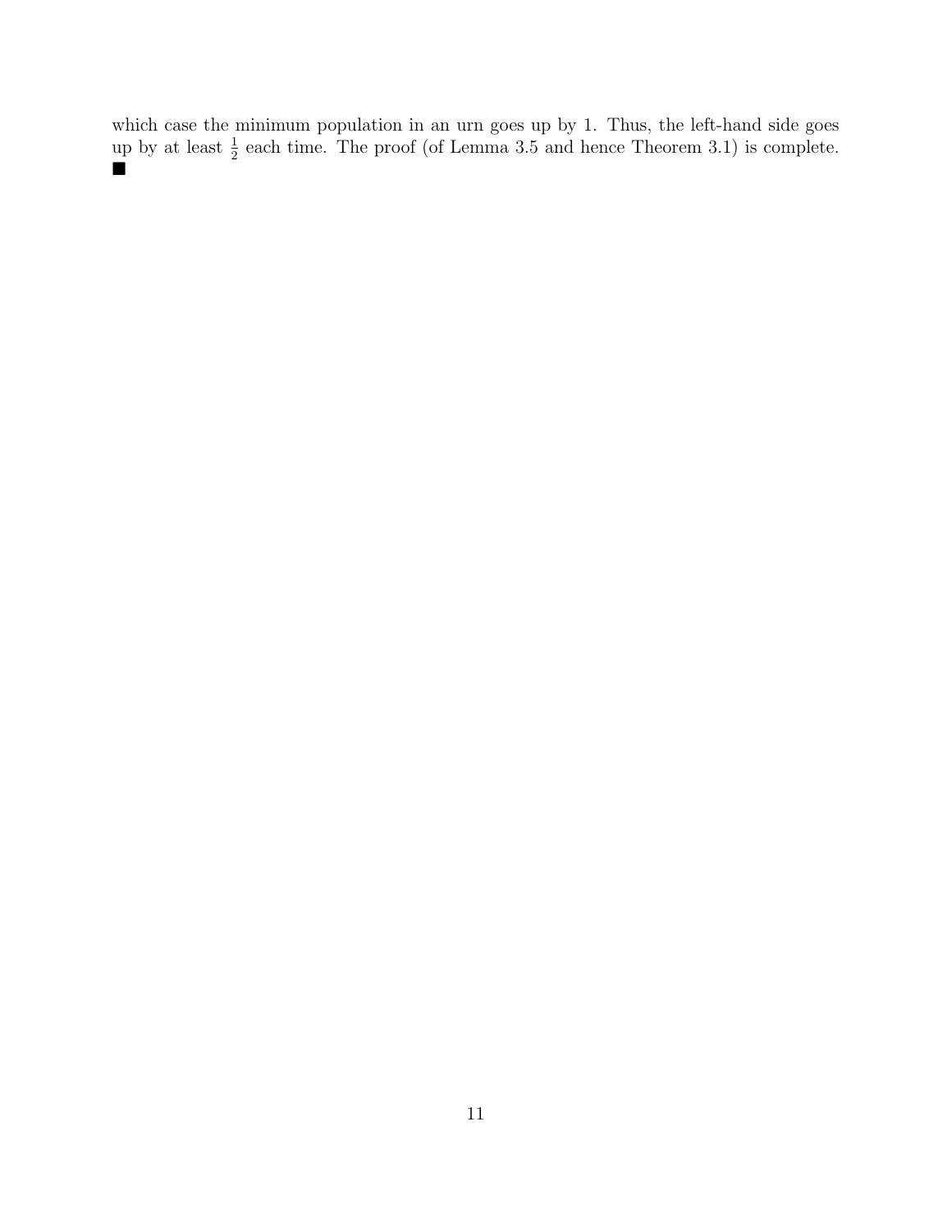which case the minimum population in an urn goes up by 1. Thus, the left-hand side goes up by at least $\frac{1}{2}$ each time. The proof (of Lemma 3.5 and hence Theorem 3.1) is complete. ■